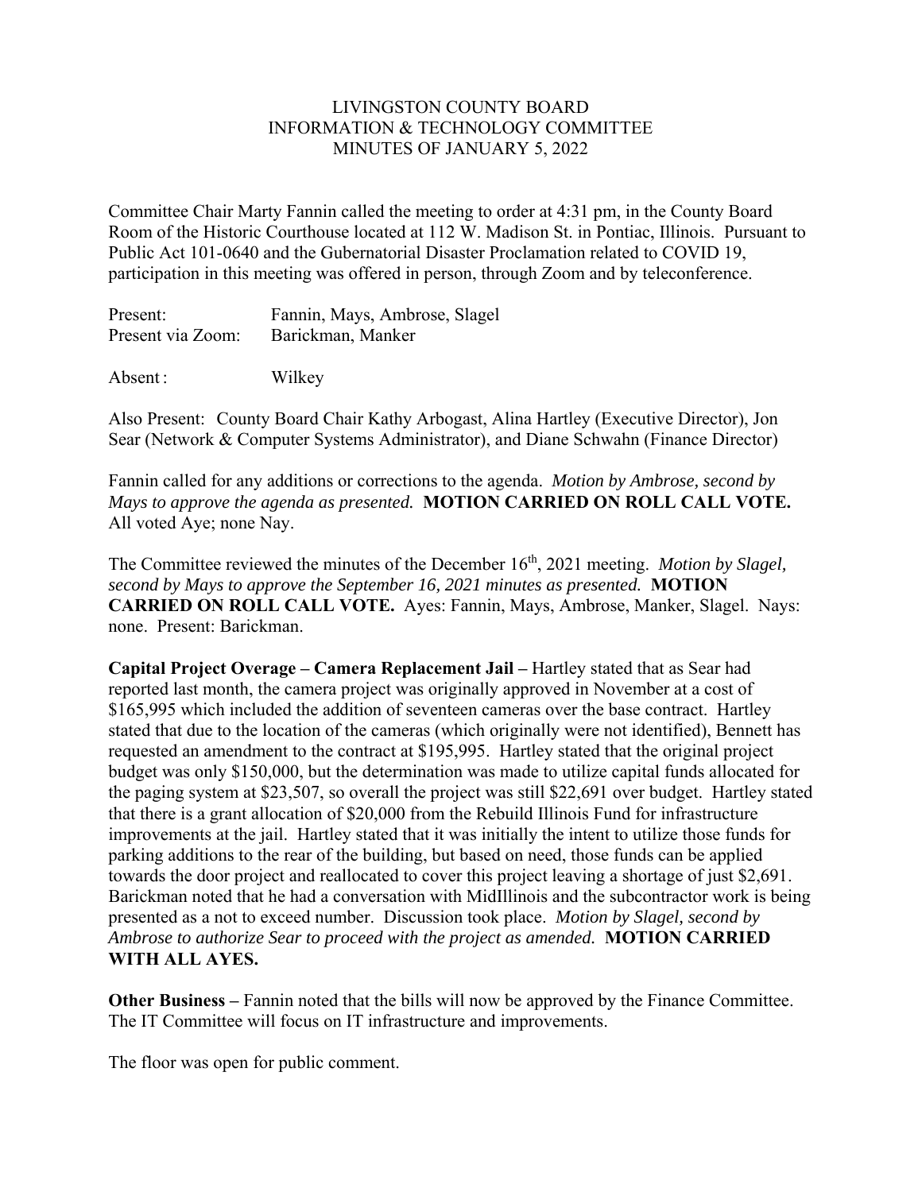# LIVINGSTON COUNTY BOARD
## INFORMATION & TECHNOLOGY COMMITTEE
## MINUTES OF JANUARY 5, 2022

Committee Chair Marty Fannin called the meeting to order at 4:31 pm, in the County Board Room of the Historic Courthouse located at 112 W. Madison St. in Pontiac, Illinois. Pursuant to Public Act 101-0640 and the Gubernatorial Disaster Proclamation related to COVID 19, participation in this meeting was offered in person, through Zoom and by teleconference.

Present: Fannin, Mays, Ambrose, Slagel
Present via Zoom: Barickman, Manker

Absent: Wilkey

Also Present: County Board Chair Kathy Arbogast, Alina Hartley (Executive Director), Jon Sear (Network & Computer Systems Administrator), and Diane Schwahn (Finance Director)

Fannin called for any additions or corrections to the agenda. *Motion by Ambrose, second by Mays to approve the agenda as presented.* **MOTION CARRIED ON ROLL CALL VOTE.** All voted Aye; none Nay.

The Committee reviewed the minutes of the December 16th, 2021 meeting. *Motion by Slagel, second by Mays to approve the September 16, 2021 minutes as presented.* **MOTION CARRIED ON ROLL CALL VOTE.** Ayes: Fannin, Mays, Ambrose, Manker, Slagel. Nays: none. Present: Barickman.

**Capital Project Overage – Camera Replacement Jail –** Hartley stated that as Sear had reported last month, the camera project was originally approved in November at a cost of $165,995 which included the addition of seventeen cameras over the base contract. Hartley stated that due to the location of the cameras (which originally were not identified), Bennett has requested an amendment to the contract at $195,995. Hartley stated that the original project budget was only $150,000, but the determination was made to utilize capital funds allocated for the paging system at $23,507, so overall the project was still $22,691 over budget. Hartley stated that there is a grant allocation of $20,000 from the Rebuild Illinois Fund for infrastructure improvements at the jail. Hartley stated that it was initially the intent to utilize those funds for parking additions to the rear of the building, but based on need, those funds can be applied towards the door project and reallocated to cover this project leaving a shortage of just $2,691. Barickman noted that he had a conversation with MidIllinois and the subcontractor work is being presented as a not to exceed number. Discussion took place. *Motion by Slagel, second by Ambrose to authorize Sear to proceed with the project as amended.* **MOTION CARRIED WITH ALL AYES.**

**Other Business –** Fannin noted that the bills will now be approved by the Finance Committee. The IT Committee will focus on IT infrastructure and improvements.

The floor was open for public comment.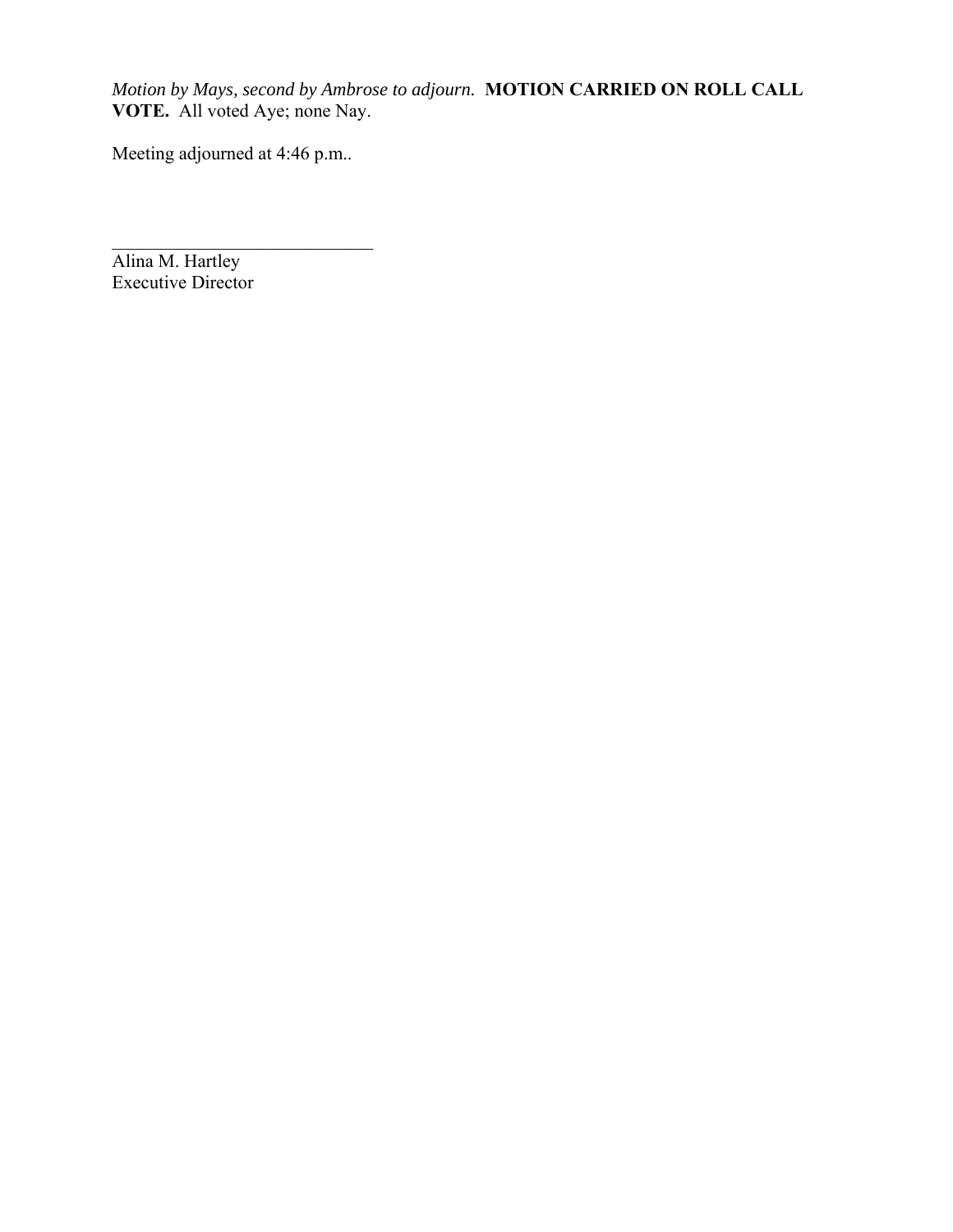*Motion by Mays, second by Ambrose to adjourn.* **MOTION CARRIED ON ROLL CALL VOTE.** All voted Aye; none Nay.

Meeting adjourned at 4:46 p.m..

\_\_\_\_\_\_\_\_\_\_\_\_\_\_\_\_\_\_\_\_\_\_\_\_\_\_\_\_\_\_

Alina M. Hartley
Executive Director